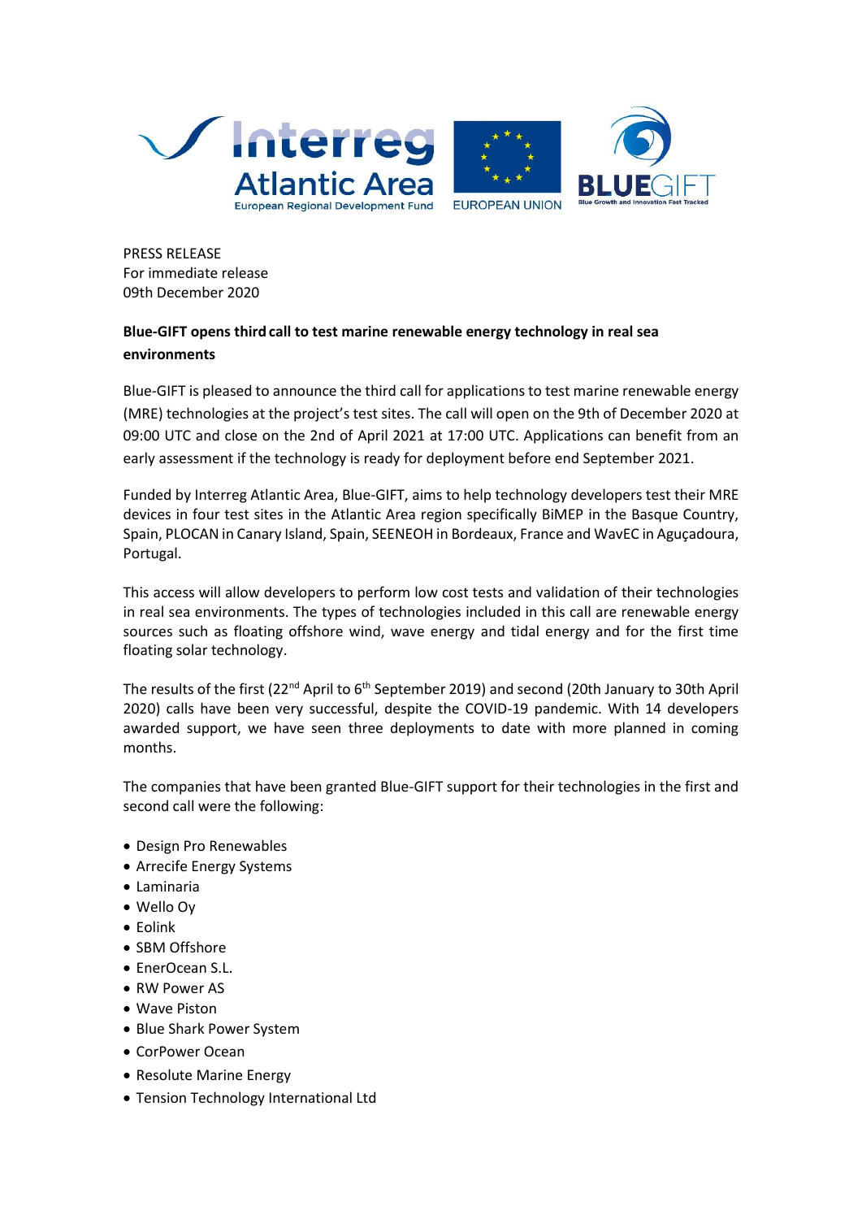PRESS RELEASE
For immediate release
09th December 2020

**Blue-GIFT opens third call to test marine renewable energy technology in real sea environments**

Blue-GIFT is pleased to announce the third call for applications to test marine renewable energy (MRE) technologies at the project's test sites. The call will open on the 9th of December 2020 at 09:00 UTC and close on the 2nd of April 2021 at 17:00 UTC. Applications can benefit from an early assessment if the technology is ready for deployment before end September 2021.

Funded by Interreg Atlantic Area, Blue-GIFT, aims to help technology developers test their MRE devices in four test sites in the Atlantic Area region specifically BiMEP in the Basque Country, Spain, PLOCAN in Canary Island, Spain, SEENEOH in Bordeaux, France and WavEC in Aguçadoura, Portugal.

This access will allow developers to perform low cost tests and validation of their technologies in real sea environments. The types of technologies included in this call are renewable energy sources such as floating offshore wind, wave energy and tidal energy and for the first time floating solar technology.

The results of the first (22nd April to 6th September 2019) and second (20th January to 30th April 2020) calls have been very successful, despite the COVID-19 pandemic. With 14 developers awarded support, we have seen three deployments to date with more planned in coming months.

The companies that have been granted Blue-GIFT support for their technologies in the first and second call were the following:

- Design Pro Renewables
- Arrecife Energy Systems
- Laminaria
- Wello Oy
- Eolink
- SBM Offshore
- EnerOcean S.L.
- RW Power AS
- Wave Piston
- Blue Shark Power System
- CorPower Ocean
- Resolute Marine Energy
- Tension Technology International Ltd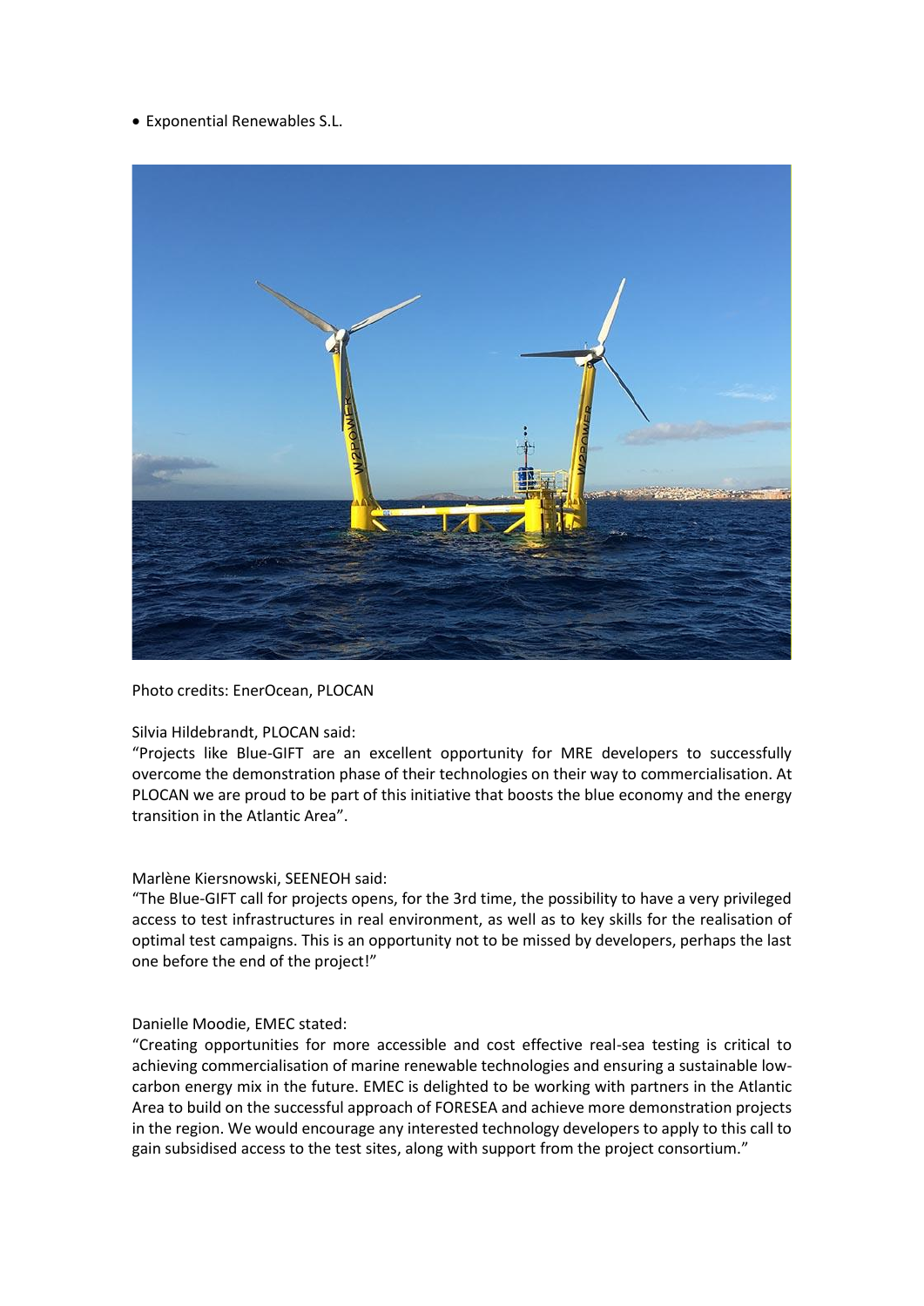- Exponential Renewables S.L.

Photo credits: EnerOcean, PLOCAN

Silvia Hildebrandt, PLOCAN said:
"Projects like Blue-GIFT are an excellent opportunity for MRE developers to successfully overcome the demonstration phase of their technologies on their way to commercialisation. At PLOCAN we are proud to be part of this initiative that boosts the blue economy and the energy transition in the Atlantic Area".

Marlène Kiersnowski, SEENEOH said:
"The Blue-GIFT call for projects opens, for the 3rd time, the possibility to have a very privileged access to test infrastructures in real environment, as well as to key skills for the realisation of optimal test campaigns. This is an opportunity not to be missed by developers, perhaps the last one before the end of the project!"

Danielle Moodie, EMEC stated:
"Creating opportunities for more accessible and cost effective real-sea testing is critical to achieving commercialisation of marine renewable technologies and ensuring a sustainable low-carbon energy mix in the future. EMEC is delighted to be working with partners in the Atlantic Area to build on the successful approach of FORESEA and achieve more demonstration projects in the region. We would encourage any interested technology developers to apply to this call to gain subsidised access to the test sites, along with support from the project consortium."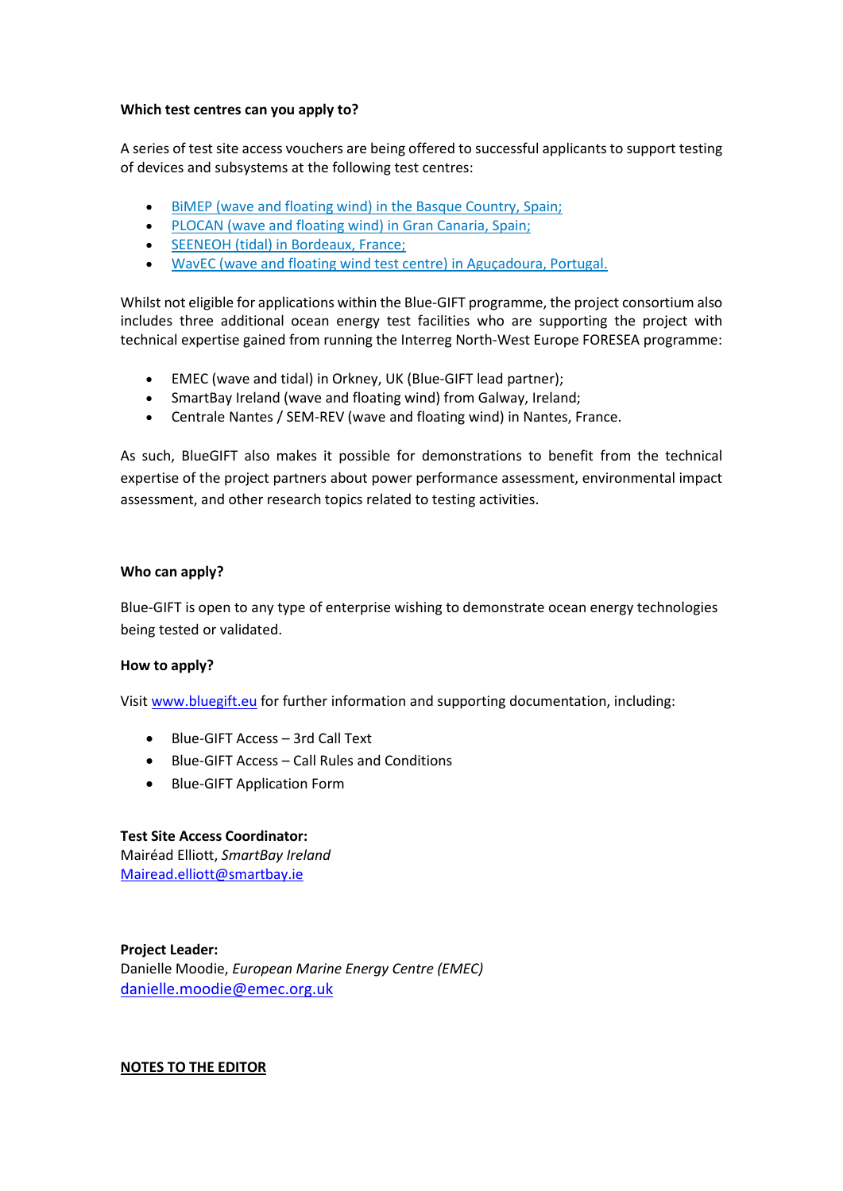**Which test centres can you apply to?**

A series of test site access vouchers are being offered to successful applicants to support testing of devices and subsystems at the following test centres:

- [BiMEP (wave and floating wind) in the Basque Country, Spain;]
- [PLOCAN (wave and floating wind) in Gran Canaria, Spain;]
- [SEENEOH (tidal) in Bordeaux, France;]
- [WavEC (wave and floating wind test centre) in Aguçadoura, Portugal.]

Whilst not eligible for applications within the Blue-GIFT programme, the project consortium also includes three additional ocean energy test facilities who are supporting the project with technical expertise gained from running the Interreg North-West Europe FORESEA programme:

- EMEC (wave and tidal) in Orkney, UK (Blue-GIFT lead partner);
- SmartBay Ireland (wave and floating wind) from Galway, Ireland;
- Centrale Nantes / SEM-REV (wave and floating wind) in Nantes, France.

As such, BlueGIFT also makes it possible for demonstrations to benefit from the technical expertise of the project partners about power performance assessment, environmental impact assessment, and other research topics related to testing activities.

**Who can apply?**

Blue-GIFT is open to any type of enterprise wishing to demonstrate ocean energy technologies being tested or validated.

**How to apply?**

Visit www.bluegift.eu for further information and supporting documentation, including:

- Blue-GIFT Access – 3rd Call Text
- Blue-GIFT Access – Call Rules and Conditions
- Blue-GIFT Application Form

**Test Site Access Coordinator:**
Mairéad Elliott, *SmartBay Ireland*
Mairead.elliott@smartbay.ie

**Project Leader:**
Danielle Moodie, *European Marine Energy Centre (EMEC)*
danielle.moodie@emec.org.uk

**NOTES TO THE EDITOR**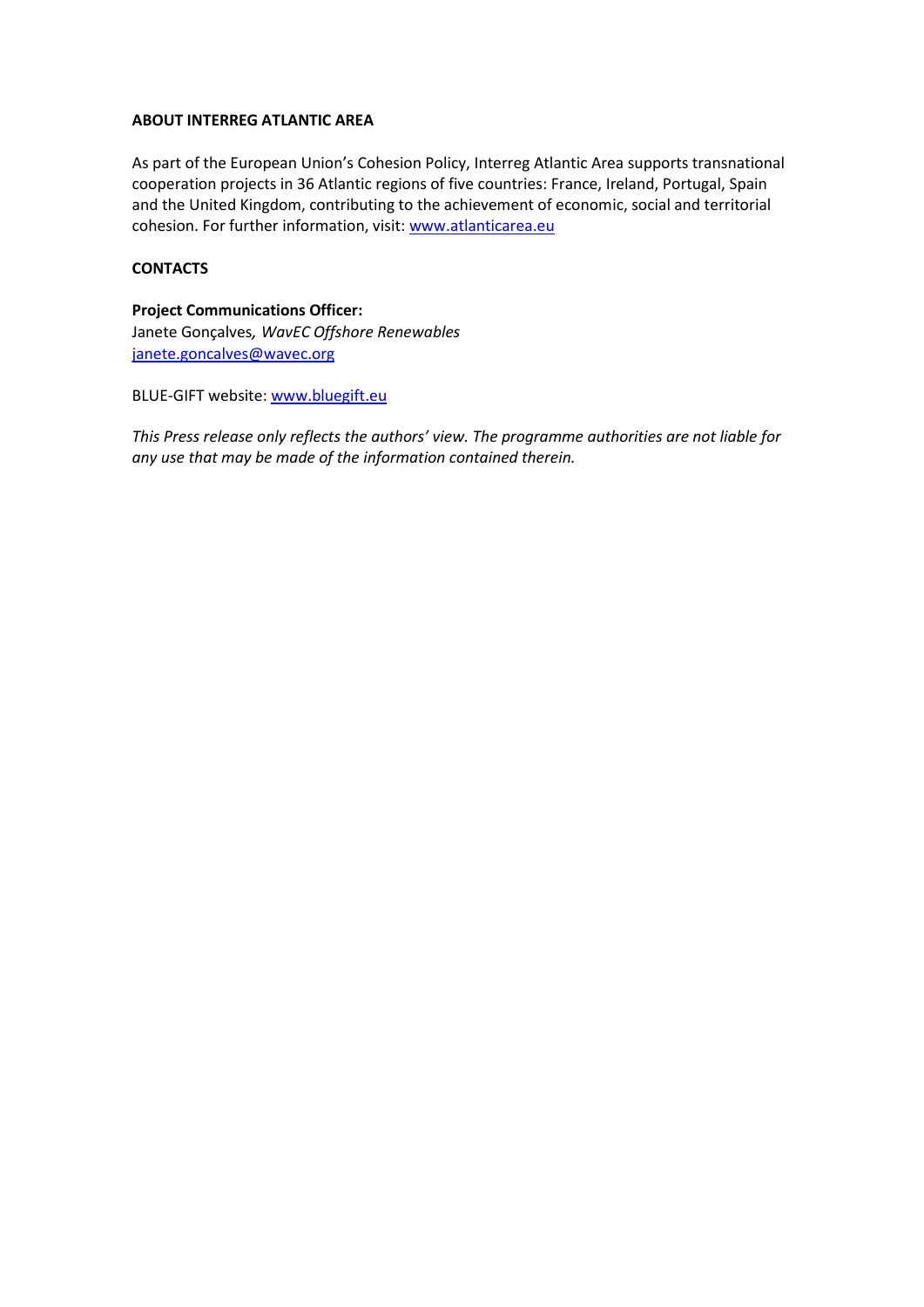**ABOUT INTERREG ATLANTIC AREA**

As part of the European Union's Cohesion Policy, Interreg Atlantic Area supports transnational cooperation projects in 36 Atlantic regions of five countries: France, Ireland, Portugal, Spain and the United Kingdom, contributing to the achievement of economic, social and territorial cohesion. For further information, visit: [www.atlanticarea.eu](http://www.atlanticarea.eu)

**CONTACTS**

**Project Communications Officer:**
Janete Gonçalves*, WavEC Offshore Renewables*
[janete.goncalves@wavec.org](mailto:janete.goncalves@wavec.org)

BLUE-GIFT website: [www.bluegift.eu](http://www.bluegift.eu)

*This Press release only reflects the authors' view. The programme authorities are not liable for any use that may be made of the information contained therein.*